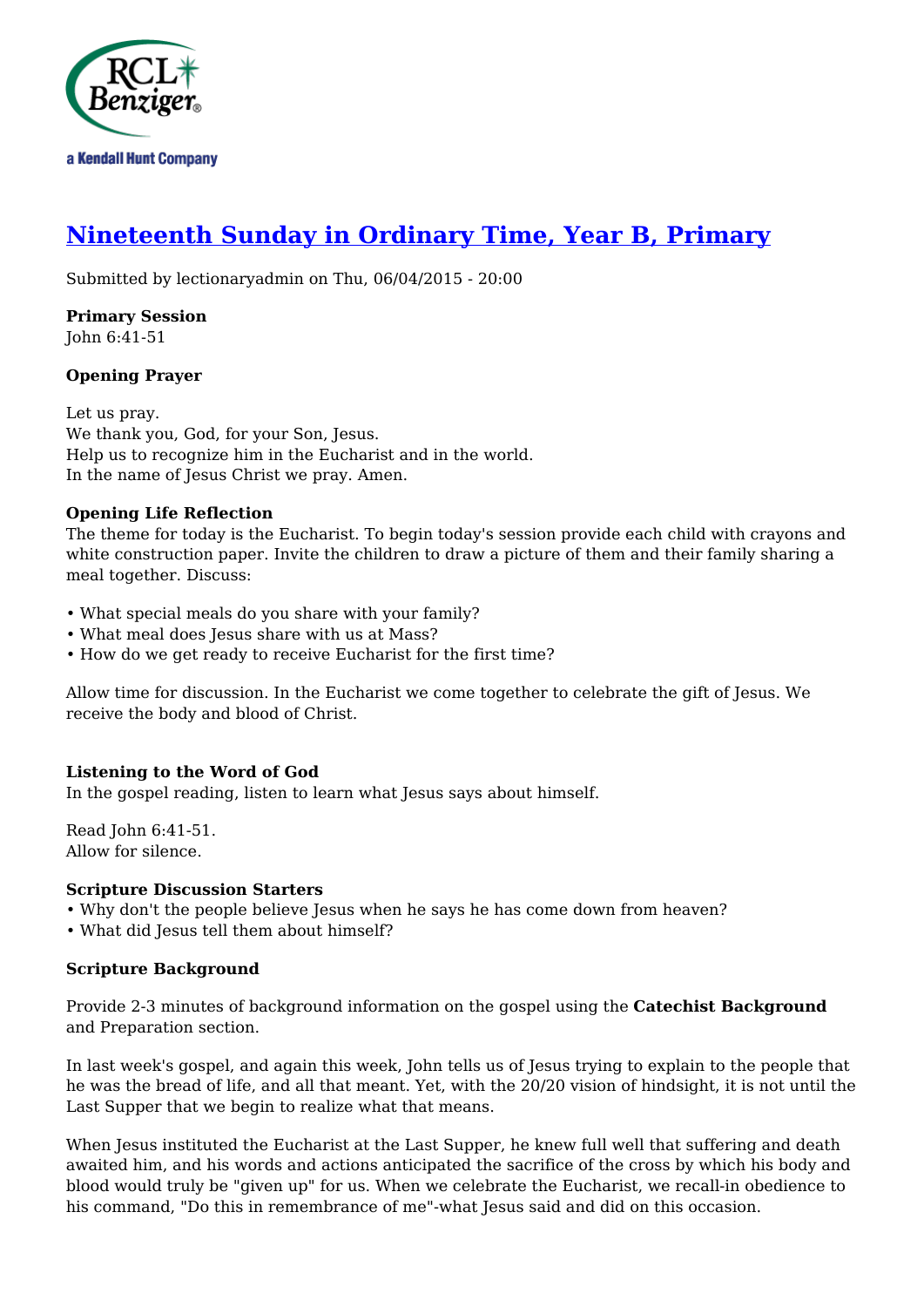# Nineteenth Sunday in Ordinary Time, Year B, Primary

Submitted by lectionaryadmin on Thu, 06/04/2015 - 20:00

**Primary Session**
John 6:41-51

**Opening Prayer**

Let us pray.
We thank you, God, for your Son, Jesus.
Help us to recognize him in the Eucharist and in the world.
In the name of Jesus Christ we pray. Amen.

**Opening Life Reflection**
The theme for today is the Eucharist. To begin today's session provide each child with crayons and white construction paper. Invite the children to draw a picture of them and their family sharing a meal together. Discuss:

- What special meals do you share with your family?
- What meal does Jesus share with us at Mass?
- How do we get ready to receive Eucharist for the first time?

Allow time for discussion. In the Eucharist we come together to celebrate the gift of Jesus. We receive the body and blood of Christ.

**Listening to the Word of God**
In the gospel reading, listen to learn what Jesus says about himself.

Read John 6:41-51.
Allow for silence.

**Scripture Discussion Starters**
- Why don't the people believe Jesus when he says he has come down from heaven?
- What did Jesus tell them about himself?

**Scripture Background**

Provide 2-3 minutes of background information on the gospel using the **Catechist Background** and Preparation section.

In last week's gospel, and again this week, John tells us of Jesus trying to explain to the people that he was the bread of life, and all that meant. Yet, with the 20/20 vision of hindsight, it is not until the Last Supper that we begin to realize what that means.

When Jesus instituted the Eucharist at the Last Supper, he knew full well that suffering and death awaited him, and his words and actions anticipated the sacrifice of the cross by which his body and blood would truly be "given up" for us. When we celebrate the Eucharist, we recall-in obedience to his command, "Do this in remembrance of me"-what Jesus said and did on this occasion.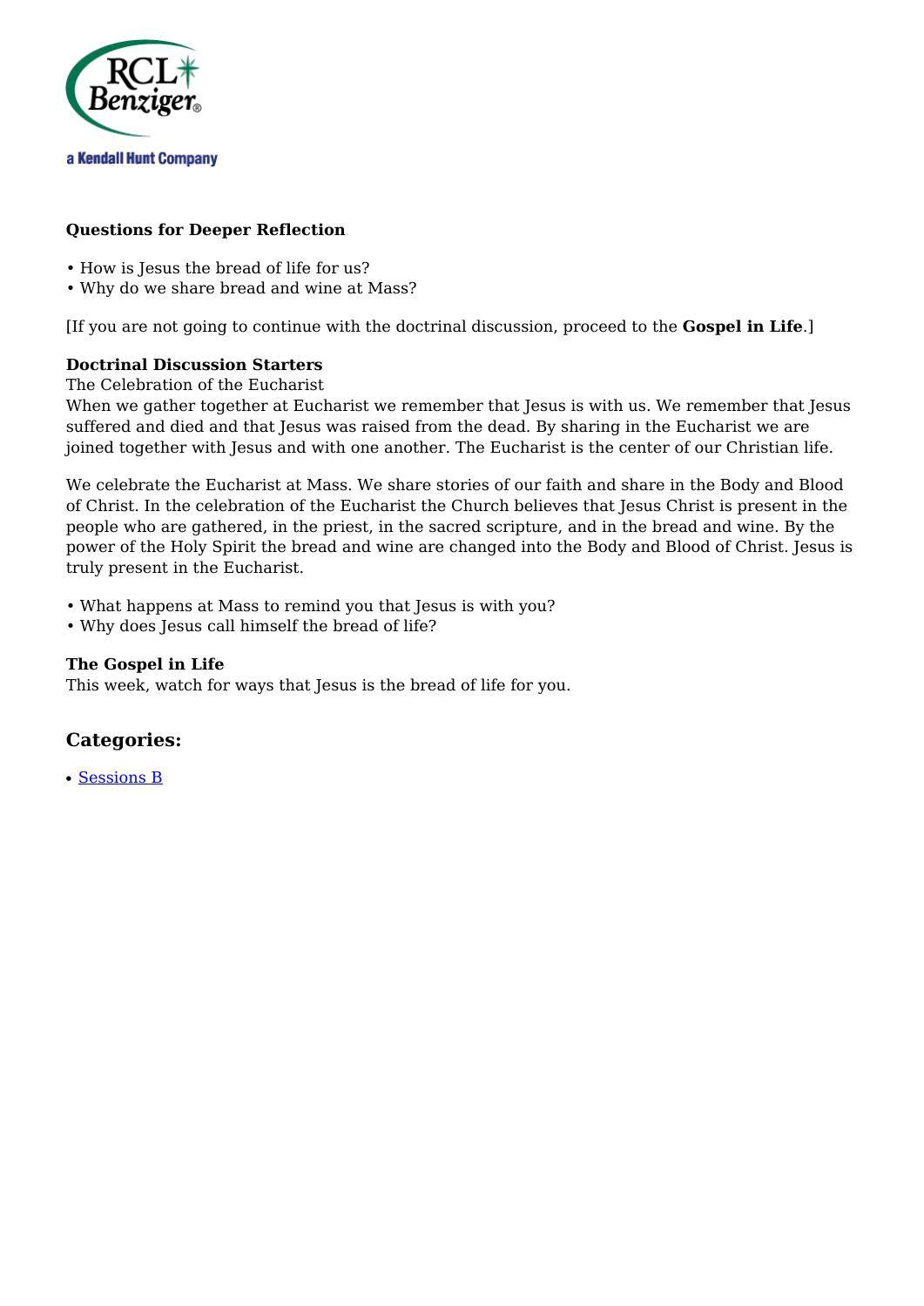**Questions for Deeper Reflection**

- How is Jesus the bread of life for us?
- Why do we share bread and wine at Mass?

[If you are not going to continue with the doctrinal discussion, proceed to the **Gospel in Life**.]

**Doctrinal Discussion Starters**
The Celebration of the Eucharist
When we gather together at Eucharist we remember that Jesus is with us. We remember that Jesus suffered and died and that Jesus was raised from the dead. By sharing in the Eucharist we are joined together with Jesus and with one another. The Eucharist is the center of our Christian life.

We celebrate the Eucharist at Mass. We share stories of our faith and share in the Body and Blood of Christ. In the celebration of the Eucharist the Church believes that Jesus Christ is present in the people who are gathered, in the priest, in the sacred scripture, and in the bread and wine. By the power of the Holy Spirit the bread and wine are changed into the Body and Blood of Christ. Jesus is truly present in the Eucharist.

- What happens at Mass to remind you that Jesus is with you?
- Why does Jesus call himself the bread of life?

**The Gospel in Life**
This week, watch for ways that Jesus is the bread of life for you.

### Categories:

- Sessions B